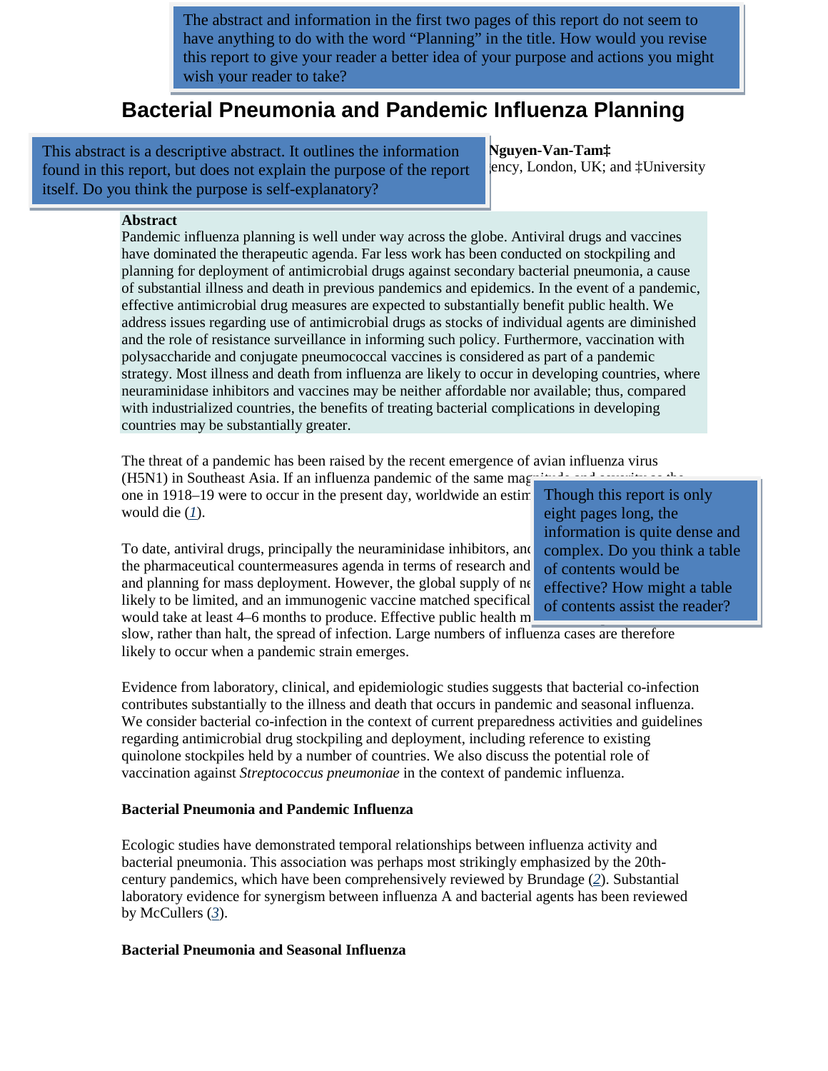The abstract and information in the first two pages of this report do not seem to have anything to do with the word "Planning" in the title. How would you revise this report to give your reader a better idea of your purpose and actions you might wish your reader to take?

# Bacterial Pneumonia and Pandemic Influenza Planning

This abstract is a descriptive abstract. It outlines the information found in this report, but does not explain the purpose of the report itself. Do you think the purpose is self-explanatory?

**Nguyen-Van-Tam‡**

ency, London, UK; and ‡University

**Abstract**

Pandemic influenza planning is well under way across the globe. Antiviral drugs and vaccines have dominated the therapeutic agenda. Far less work has been conducted on stockpiling and planning for deployment of antimicrobial drugs against secondary bacterial pneumonia, a cause of substantial illness and death in previous pandemics and epidemics. In the event of a pandemic, effective antimicrobial drug measures are expected to substantially benefit public health. We address issues regarding use of antimicrobial drugs as stocks of individual agents are diminished and the role of resistance surveillance in informing such policy. Furthermore, vaccination with polysaccharide and conjugate pneumococcal vaccines is considered as part of a pandemic strategy. Most illness and death from influenza are likely to occur in developing countries, where neuraminidase inhibitors and vaccines may be neither affordable nor available; thus, compared with industrialized countries, the benefits of treating bacterial complications in developing countries may be substantially greater.

The threat of a pandemic has been raised by the recent emergence of avian influenza virus (H5N1) in Southeast Asia. If an influenza pandemic of the same mag... one in 1918–19 were to occur in the present day, worldwide an estim... would die (*1*).

Though this report is only eight pages long, the information is quite dense and complex. Do you think a table of contents would be effective? How might a table of contents assist the reader?

To date, antiviral drugs, principally the neuraminidase inhibitors, and... the pharmaceutical countermeasures agenda in terms of research and... and planning for mass deployment. However, the global supply of ne... likely to be limited, and an immunogenic vaccine matched specifical... would take at least 4–6 months to produce. Effective public health m... slow, rather than halt, the spread of infection. Large numbers of influenza cases are therefore likely to occur when a pandemic strain emerges.

Evidence from laboratory, clinical, and epidemiologic studies suggests that bacterial co-infection contributes substantially to the illness and death that occurs in pandemic and seasonal influenza. We consider bacterial co-infection in the context of current preparedness activities and guidelines regarding antimicrobial drug stockpiling and deployment, including reference to existing quinolone stockpiles held by a number of countries. We also discuss the potential role of vaccination against *Streptococcus pneumoniae* in the context of pandemic influenza.

**Bacterial Pneumonia and Pandemic Influenza**

Ecologic studies have demonstrated temporal relationships between influenza activity and bacterial pneumonia. This association was perhaps most strikingly emphasized by the 20th-century pandemics, which have been comprehensively reviewed by Brundage (*2*). Substantial laboratory evidence for synergism between influenza A and bacterial agents has been reviewed by McCullers (*3*).

**Bacterial Pneumonia and Seasonal Influenza**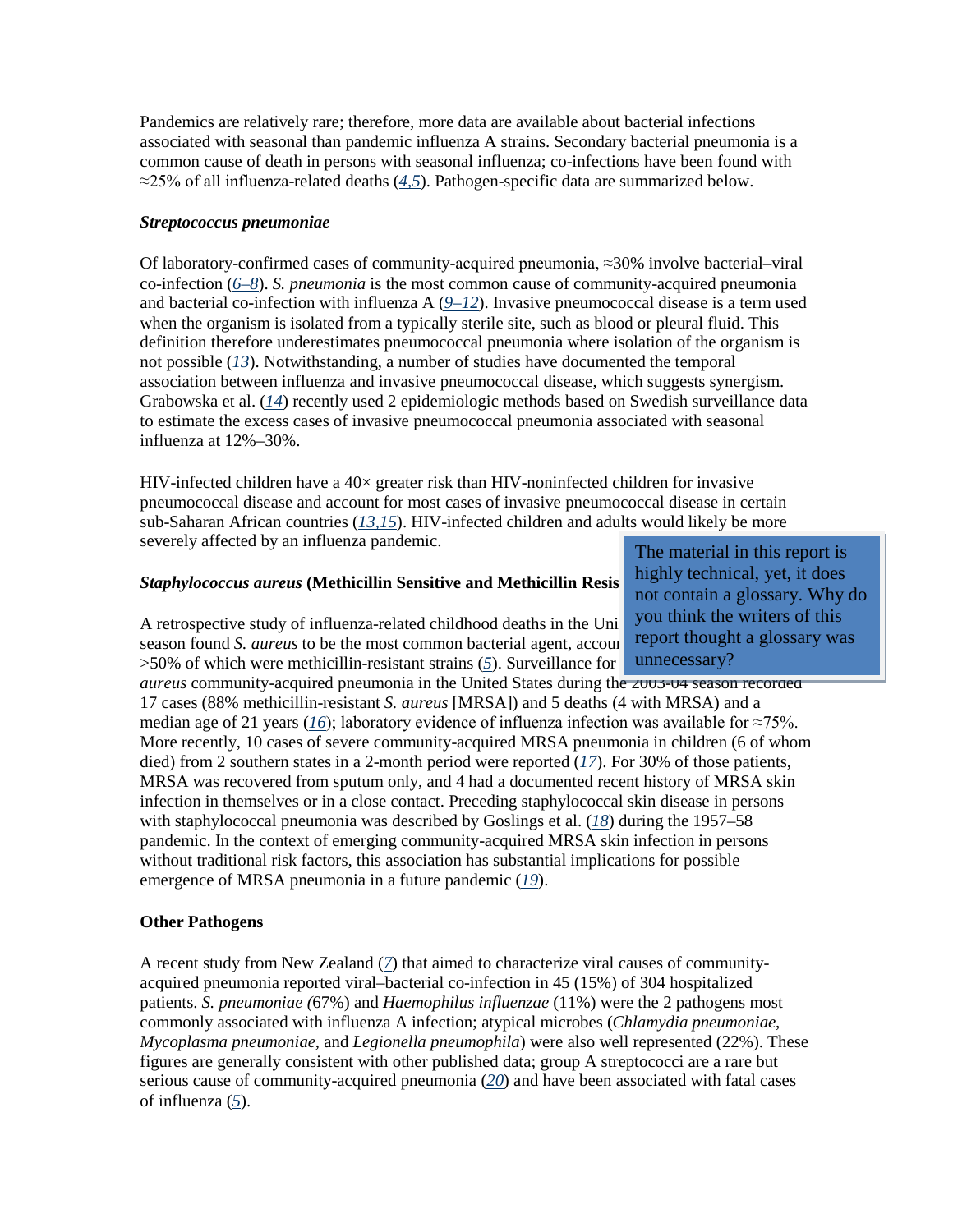Pandemics are relatively rare; therefore, more data are available about bacterial infections associated with seasonal than pandemic influenza A strains. Secondary bacterial pneumonia is a common cause of death in persons with seasonal influenza; co-infections have been found with ≈25% of all influenza-related deaths (4,5). Pathogen-specific data are summarized below.

### *Streptococcus pneumoniae*

Of laboratory-confirmed cases of community-acquired pneumonia, ≈30% involve bacterial–viral co-infection (6–8). *S. pneumonia* is the most common cause of community-acquired pneumonia and bacterial co-infection with influenza A (9–12). Invasive pneumococcal disease is a term used when the organism is isolated from a typically sterile site, such as blood or pleural fluid. This definition therefore underestimates pneumococcal pneumonia where isolation of the organism is not possible (13). Notwithstanding, a number of studies have documented the temporal association between influenza and invasive pneumococcal disease, which suggests synergism. Grabowska et al. (14) recently used 2 epidemiologic methods based on Swedish surveillance data to estimate the excess cases of invasive pneumococcal pneumonia associated with seasonal influenza at 12%–30%.

HIV-infected children have a 40× greater risk than HIV-noninfected children for invasive pneumococcal disease and account for most cases of invasive pneumococcal disease in certain sub-Saharan African countries (13,15). HIV-infected children and adults would likely be more severely affected by an influenza pandemic.

> The material in this report is highly technical, yet, it does not contain a glossary. Why do you think the writers of this report thought a glossary was unnecessary?

### *Staphylococcus aureus* (Methicillin Sensitive and Methicillin Resis

A retrospective study of influenza-related childhood deaths in the Uni season found *S. aureus* to be the most common bacterial agent, accou >50% of which were methicillin-resistant strains (5). Surveillance for *aureus* community-acquired pneumonia in the United States during the 2003-04 season recorded 17 cases (88% methicillin-resistant *S. aureus* [MRSA]) and 5 deaths (4 with MRSA) and a median age of 21 years (16); laboratory evidence of influenza infection was available for ≈75%. More recently, 10 cases of severe community-acquired MRSA pneumonia in children (6 of whom died) from 2 southern states in a 2-month period were reported (17). For 30% of those patients, MRSA was recovered from sputum only, and 4 had a documented recent history of MRSA skin infection in themselves or in a close contact. Preceding staphylococcal skin disease in persons with staphylococcal pneumonia was described by Goslings et al. (18) during the 1957–58 pandemic. In the context of emerging community-acquired MRSA skin infection in persons without traditional risk factors, this association has substantial implications for possible emergence of MRSA pneumonia in a future pandemic (19).

### Other Pathogens

A recent study from New Zealand (7) that aimed to characterize viral causes of community-acquired pneumonia reported viral–bacterial co-infection in 45 (15%) of 304 hospitalized patients. *S. pneumoniae* (67%) and *Haemophilus influenzae* (11%) were the 2 pathogens most commonly associated with influenza A infection; atypical microbes (*Chlamydia pneumoniae*, *Mycoplasma pneumoniae*, and *Legionella pneumophila*) were also well represented (22%). These figures are generally consistent with other published data; group A streptococci are a rare but serious cause of community-acquired pneumonia (20) and have been associated with fatal cases of influenza (5).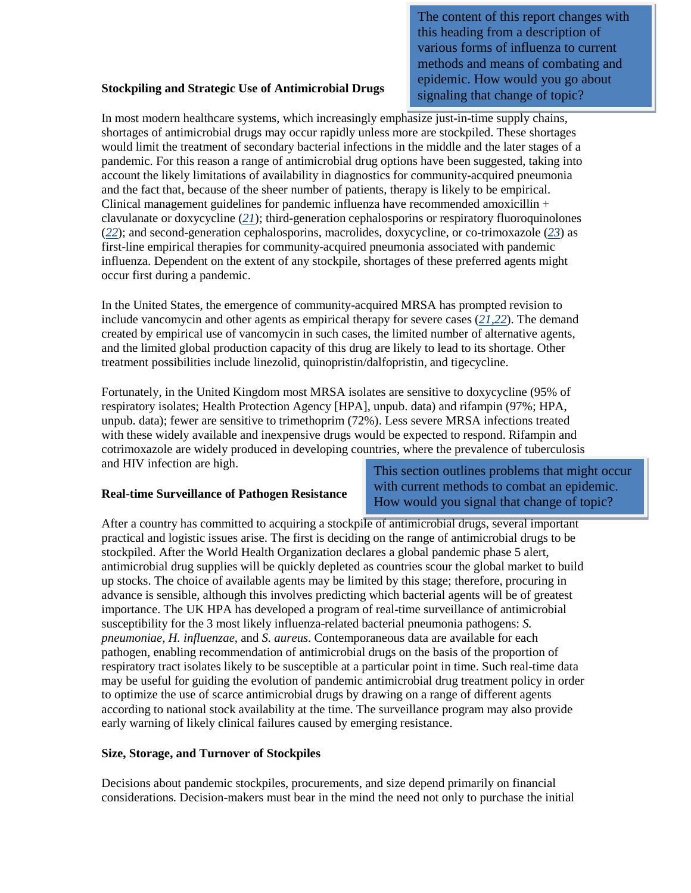The content of this report changes with this heading from a description of various forms of influenza to current methods and means of combating and epidemic. How would you go about signaling that change of topic?

### Stockpiling and Strategic Use of Antimicrobial Drugs

In most modern healthcare systems, which increasingly emphasize just-in-time supply chains, shortages of antimicrobial drugs may occur rapidly unless more are stockpiled. These shortages would limit the treatment of secondary bacterial infections in the middle and the later stages of a pandemic. For this reason a range of antimicrobial drug options have been suggested, taking into account the likely limitations of availability in diagnostics for community-acquired pneumonia and the fact that, because of the sheer number of patients, therapy is likely to be empirical. Clinical management guidelines for pandemic influenza have recommended amoxicillin + clavulanate or doxycycline (*21*); third-generation cephalosporins or respiratory fluoroquinolones (*22*); and second-generation cephalosporins, macrolides, doxycycline, or co-trimoxazole (*23*) as first-line empirical therapies for community-acquired pneumonia associated with pandemic influenza. Dependent on the extent of any stockpile, shortages of these preferred agents might occur first during a pandemic.

In the United States, the emergence of community-acquired MRSA has prompted revision to include vancomycin and other agents as empirical therapy for severe cases (*21,22*). The demand created by empirical use of vancomycin in such cases, the limited number of alternative agents, and the limited global production capacity of this drug are likely to lead to its shortage. Other treatment possibilities include linezolid, quinopristin/dalfopristin, and tigecycline.

Fortunately, in the United Kingdom most MRSA isolates are sensitive to doxycycline (95% of respiratory isolates; Health Protection Agency [HPA], unpub. data) and rifampin (97%; HPA, unpub. data); fewer are sensitive to trimethoprim (72%). Less severe MRSA infections treated with these widely available and inexpensive drugs would be expected to respond. Rifampin and cotrimoxazole are widely produced in developing countries, where the prevalence of tuberculosis and HIV infection are high.

This section outlines problems that might occur with current methods to combat an epidemic. How would you signal that change of topic?

### Real-time Surveillance of Pathogen Resistance

After a country has committed to acquiring a stockpile of antimicrobial drugs, several important practical and logistic issues arise. The first is deciding on the range of antimicrobial drugs to be stockpiled. After the World Health Organization declares a global pandemic phase 5 alert, antimicrobial drug supplies will be quickly depleted as countries scour the global market to build up stocks. The choice of available agents may be limited by this stage; therefore, procuring in advance is sensible, although this involves predicting which bacterial agents will be of greatest importance. The UK HPA has developed a program of real-time surveillance of antimicrobial susceptibility for the 3 most likely influenza-related bacterial pneumonia pathogens: *S. pneumoniae*, *H. influenzae*, and *S. aureus*. Contemporaneous data are available for each pathogen, enabling recommendation of antimicrobial drugs on the basis of the proportion of respiratory tract isolates likely to be susceptible at a particular point in time. Such real-time data may be useful for guiding the evolution of pandemic antimicrobial drug treatment policy in order to optimize the use of scarce antimicrobial drugs by drawing on a range of different agents according to national stock availability at the time. The surveillance program may also provide early warning of likely clinical failures caused by emerging resistance.

### Size, Storage, and Turnover of Stockpiles

Decisions about pandemic stockpiles, procurements, and size depend primarily on financial considerations. Decision-makers must bear in the mind the need not only to purchase the initial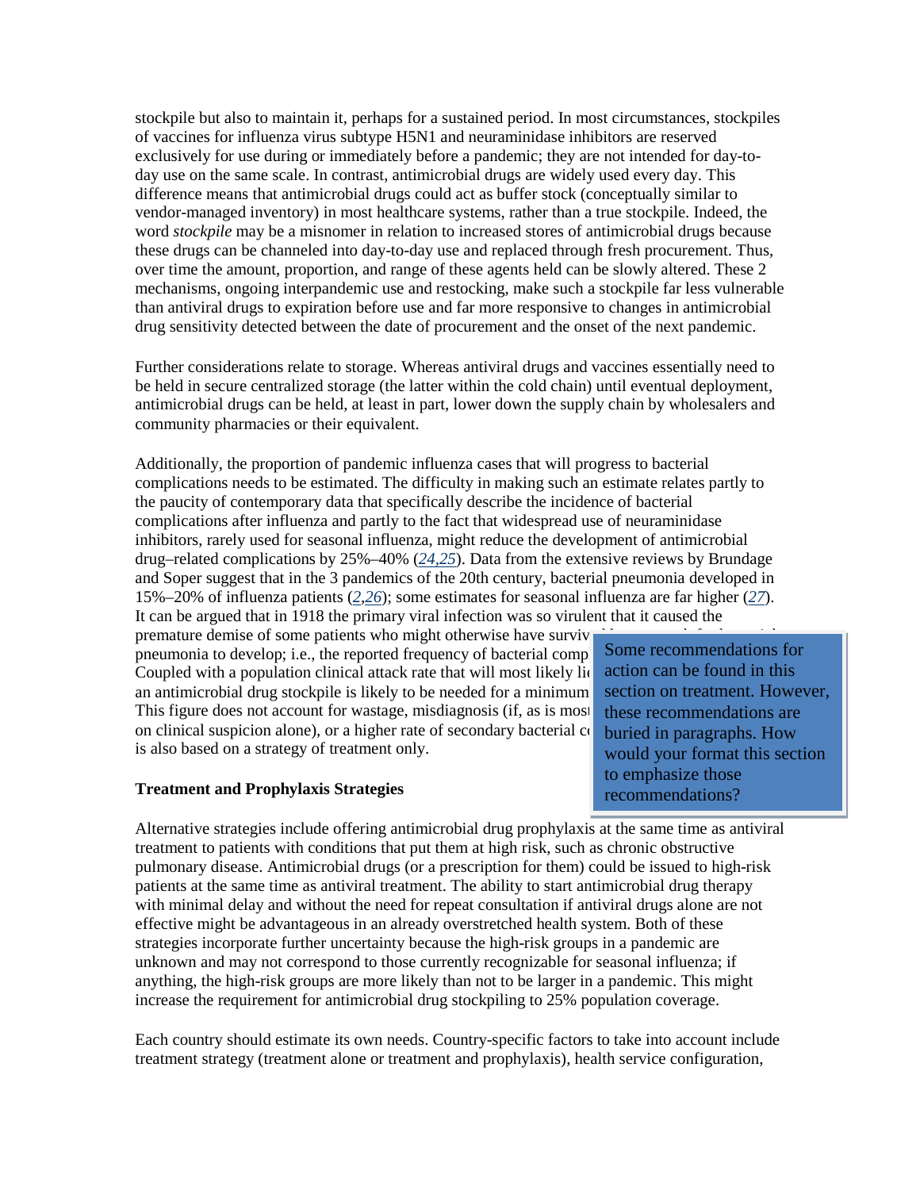stockpile but also to maintain it, perhaps for a sustained period. In most circumstances, stockpiles of vaccines for influenza virus subtype H5N1 and neuraminidase inhibitors are reserved exclusively for use during or immediately before a pandemic; they are not intended for day-to-day use on the same scale. In contrast, antimicrobial drugs are widely used every day. This difference means that antimicrobial drugs could act as buffer stock (conceptually similar to vendor-managed inventory) in most healthcare systems, rather than a true stockpile. Indeed, the word *stockpile* may be a misnomer in relation to increased stores of antimicrobial drugs because these drugs can be channeled into day-to-day use and replaced through fresh procurement. Thus, over time the amount, proportion, and range of these agents held can be slowly altered. These 2 mechanisms, ongoing interpandemic use and restocking, make such a stockpile far less vulnerable than antiviral drugs to expiration before use and far more responsive to changes in antimicrobial drug sensitivity detected between the date of procurement and the onset of the next pandemic.

Further considerations relate to storage. Whereas antiviral drugs and vaccines essentially need to be held in secure centralized storage (the latter within the cold chain) until eventual deployment, antimicrobial drugs can be held, at least in part, lower down the supply chain by wholesalers and community pharmacies or their equivalent.

Additionally, the proportion of pandemic influenza cases that will progress to bacterial complications needs to be estimated. The difficulty in making such an estimate relates partly to the paucity of contemporary data that specifically describe the incidence of bacterial complications after influenza and partly to the fact that widespread use of neuraminidase inhibitors, rarely used for seasonal influenza, might reduce the development of antimicrobial drug–related complications by 25%–40% (*24,25*). Data from the extensive reviews by Brundage and Soper suggest that in the 3 pandemics of the 20th century, bacterial pneumonia developed in 15%–20% of influenza patients (*2,26*); some estimates for seasonal influenza are far higher (*27*). It can be argued that in 1918 the primary viral infection was so virulent that it caused the premature demise of some patients who might otherwise have surviv pneumonia to develop; i.e., the reported frequency of bacterial comp Coupled with a population clinical attack rate that will most likely li an antimicrobial drug stockpile is likely to be needed for a minimum This figure does not account for wastage, misdiagnosis (if, as is most on clinical suspicion alone), or a higher rate of secondary bacterial c is also based on a strategy of treatment only.

> Some recommendations for action can be found in this section on treatment. However, these recommendations are buried in paragraphs. How would your format this section to emphasize those recommendations?

**Treatment and Prophylaxis Strategies**

Alternative strategies include offering antimicrobial drug prophylaxis at the same time as antiviral treatment to patients with conditions that put them at high risk, such as chronic obstructive pulmonary disease. Antimicrobial drugs (or a prescription for them) could be issued to high-risk patients at the same time as antiviral treatment. The ability to start antimicrobial drug therapy with minimal delay and without the need for repeat consultation if antiviral drugs alone are not effective might be advantageous in an already overstretched health system. Both of these strategies incorporate further uncertainty because the high-risk groups in a pandemic are unknown and may not correspond to those currently recognizable for seasonal influenza; if anything, the high-risk groups are more likely than not to be larger in a pandemic. This might increase the requirement for antimicrobial drug stockpiling to 25% population coverage.

Each country should estimate its own needs. Country-specific factors to take into account include treatment strategy (treatment alone or treatment and prophylaxis), health service configuration,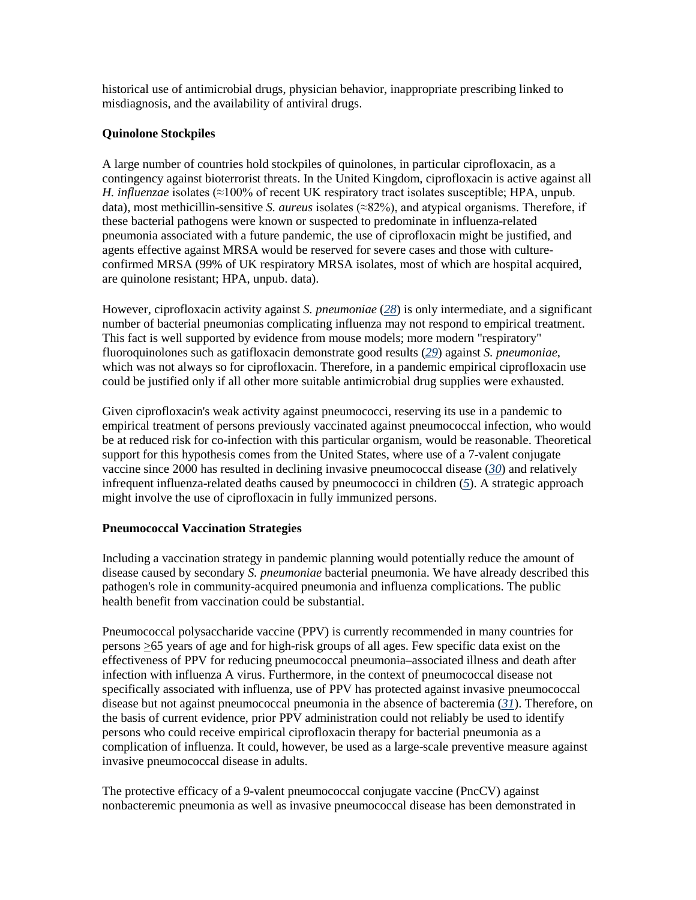historical use of antimicrobial drugs, physician behavior, inappropriate prescribing linked to misdiagnosis, and the availability of antiviral drugs.

### Quinolone Stockpiles

A large number of countries hold stockpiles of quinolones, in particular ciprofloxacin, as a contingency against bioterrorist threats. In the United Kingdom, ciprofloxacin is active against all *H. influenzae* isolates (≈100% of recent UK respiratory tract isolates susceptible; HPA, unpub. data), most methicillin-sensitive *S. aureus* isolates (≈82%), and atypical organisms. Therefore, if these bacterial pathogens were known or suspected to predominate in influenza-related pneumonia associated with a future pandemic, the use of ciprofloxacin might be justified, and agents effective against MRSA would be reserved for severe cases and those with culture-confirmed MRSA (99% of UK respiratory MRSA isolates, most of which are hospital acquired, are quinolone resistant; HPA, unpub. data).

However, ciprofloxacin activity against *S. pneumoniae* (28) is only intermediate, and a significant number of bacterial pneumonias complicating influenza may not respond to empirical treatment. This fact is well supported by evidence from mouse models; more modern "respiratory" fluoroquinolones such as gatifloxacin demonstrate good results (29) against *S. pneumoniae*, which was not always so for ciprofloxacin. Therefore, in a pandemic empirical ciprofloxacin use could be justified only if all other more suitable antimicrobial drug supplies were exhausted.

Given ciprofloxacin's weak activity against pneumococci, reserving its use in a pandemic to empirical treatment of persons previously vaccinated against pneumococcal infection, who would be at reduced risk for co-infection with this particular organism, would be reasonable. Theoretical support for this hypothesis comes from the United States, where use of a 7-valent conjugate vaccine since 2000 has resulted in declining invasive pneumococcal disease (30) and relatively infrequent influenza-related deaths caused by pneumococci in children (5). A strategic approach might involve the use of ciprofloxacin in fully immunized persons.

### Pneumococcal Vaccination Strategies

Including a vaccination strategy in pandemic planning would potentially reduce the amount of disease caused by secondary *S. pneumoniae* bacterial pneumonia. We have already described this pathogen's role in community-acquired pneumonia and influenza complications. The public health benefit from vaccination could be substantial.

Pneumococcal polysaccharide vaccine (PPV) is currently recommended in many countries for persons ≥65 years of age and for high-risk groups of all ages. Few specific data exist on the effectiveness of PPV for reducing pneumococcal pneumonia–associated illness and death after infection with influenza A virus. Furthermore, in the context of pneumococcal disease not specifically associated with influenza, use of PPV has protected against invasive pneumococcal disease but not against pneumococcal pneumonia in the absence of bacteremia (31). Therefore, on the basis of current evidence, prior PPV administration could not reliably be used to identify persons who could receive empirical ciprofloxacin therapy for bacterial pneumonia as a complication of influenza. It could, however, be used as a large-scale preventive measure against invasive pneumococcal disease in adults.

The protective efficacy of a 9-valent pneumococcal conjugate vaccine (PncCV) against nonbacteremic pneumonia as well as invasive pneumococcal disease has been demonstrated in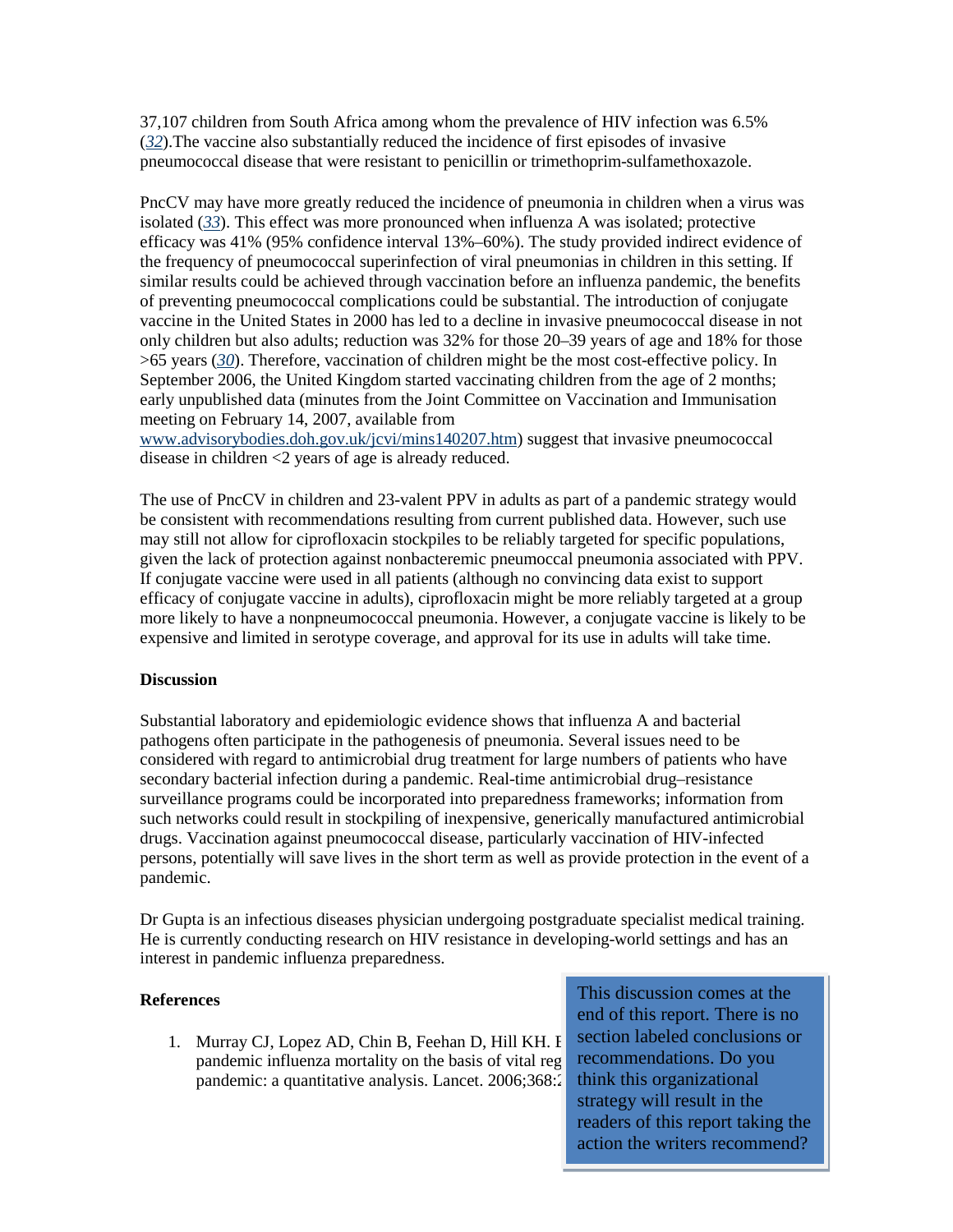37,107 children from South Africa among whom the prevalence of HIV infection was 6.5% ([32](32)).The vaccine also substantially reduced the incidence of first episodes of invasive pneumococcal disease that were resistant to penicillin or trimethoprim-sulfamethoxazole.

PncCV may have more greatly reduced the incidence of pneumonia in children when a virus was isolated ([33](33)). This effect was more pronounced when influenza A was isolated; protective efficacy was 41% (95% confidence interval 13%–60%). The study provided indirect evidence of the frequency of pneumococcal superinfection of viral pneumonias in children in this setting. If similar results could be achieved through vaccination before an influenza pandemic, the benefits of preventing pneumococcal complications could be substantial. The introduction of conjugate vaccine in the United States in 2000 has led to a decline in invasive pneumococcal disease in not only children but also adults; reduction was 32% for those 20–39 years of age and 18% for those >65 years ([30](30)). Therefore, vaccination of children might be the most cost-effective policy. In September 2006, the United Kingdom started vaccinating children from the age of 2 months; early unpublished data (minutes from the Joint Committee on Vaccination and Immunisation meeting on February 14, 2007, available from [www.advisorybodies.doh.gov.uk/jcvi/mins140207.htm](www.advisorybodies.doh.gov.uk/jcvi/mins140207.htm)) suggest that invasive pneumococcal disease in children <2 years of age is already reduced.

The use of PncCV in children and 23-valent PPV in adults as part of a pandemic strategy would be consistent with recommendations resulting from current published data. However, such use may still not allow for ciprofloxacin stockpiles to be reliably targeted for specific populations, given the lack of protection against nonbacteremic pneumoccal pneumonia associated with PPV. If conjugate vaccine were used in all patients (although no convincing data exist to support efficacy of conjugate vaccine in adults), ciprofloxacin might be more reliably targeted at a group more likely to have a nonpneumococcal pneumonia. However, a conjugate vaccine is likely to be expensive and limited in serotype coverage, and approval for its use in adults will take time.

**Discussion**

Substantial laboratory and epidemiologic evidence shows that influenza A and bacterial pathogens often participate in the pathogenesis of pneumonia. Several issues need to be considered with regard to antimicrobial drug treatment for large numbers of patients who have secondary bacterial infection during a pandemic. Real-time antimicrobial drug–resistance surveillance programs could be incorporated into preparedness frameworks; information from such networks could result in stockpiling of inexpensive, generically manufactured antimicrobial drugs. Vaccination against pneumococcal disease, particularly vaccination of HIV-infected persons, potentially will save lives in the short term as well as provide protection in the event of a pandemic.

Dr Gupta is an infectious diseases physician undergoing postgraduate specialist medical training. He is currently conducting research on HIV resistance in developing-world settings and has an interest in pandemic influenza preparedness.

**References**

1. Murray CJ, Lopez AD, Chin B, Feehan D, Hill KH. E pandemic influenza mortality on the basis of vital reg pandemic: a quantitative analysis. Lancet. 2006;368:2

This discussion comes at the end of this report. There is no section labeled conclusions or recommendations. Do you think this organizational strategy will result in the readers of this report taking the action the writers recommend?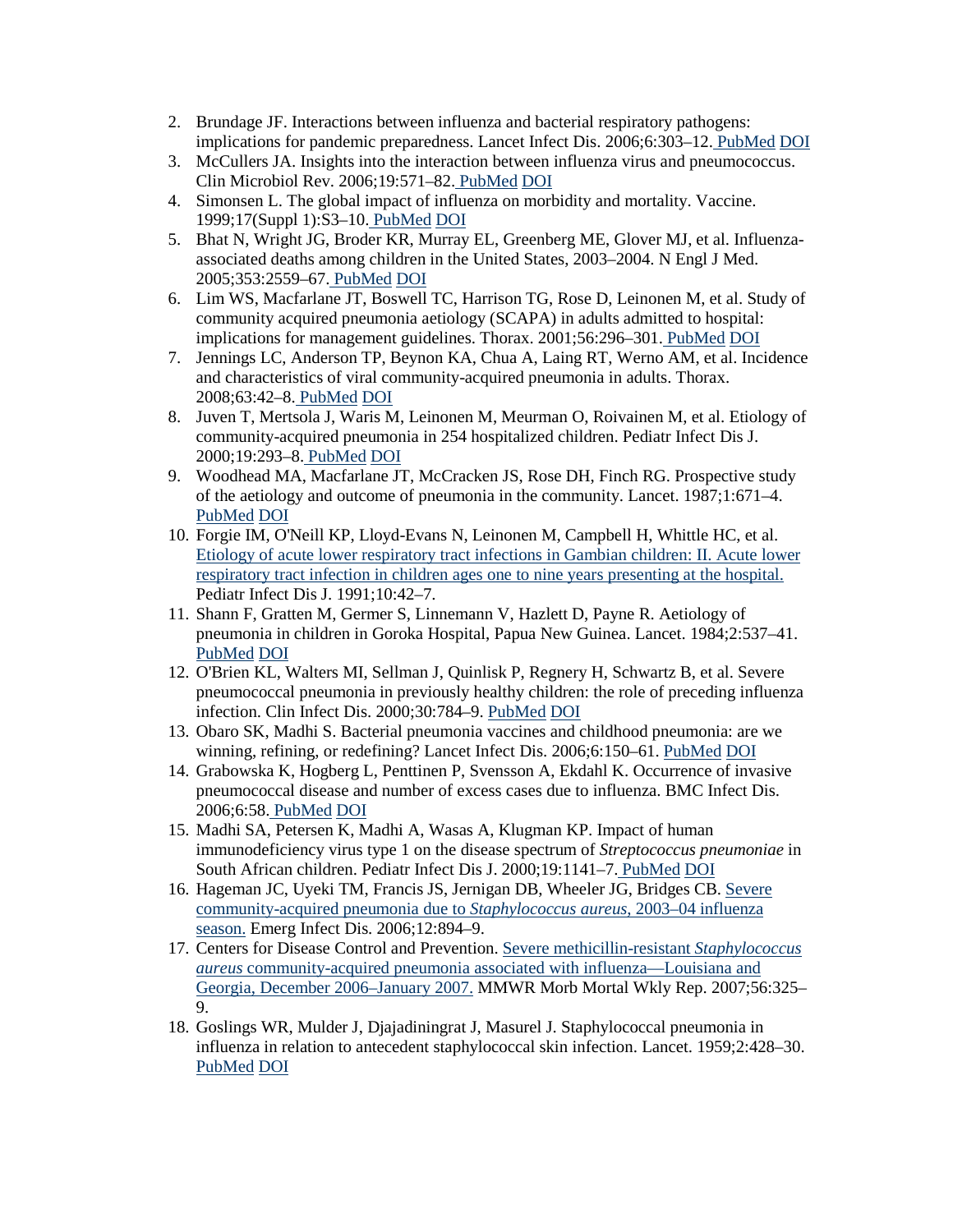2. Brundage JF. Interactions between influenza and bacterial respiratory pathogens: implications for pandemic preparedness. Lancet Infect Dis. 2006;6:303–12. PubMed DOI
3. McCullers JA. Insights into the interaction between influenza virus and pneumococcus. Clin Microbiol Rev. 2006;19:571–82. PubMed DOI
4. Simonsen L. The global impact of influenza on morbidity and mortality. Vaccine. 1999;17(Suppl 1):S3–10. PubMed DOI
5. Bhat N, Wright JG, Broder KR, Murray EL, Greenberg ME, Glover MJ, et al. Influenza-associated deaths among children in the United States, 2003–2004. N Engl J Med. 2005;353:2559–67. PubMed DOI
6. Lim WS, Macfarlane JT, Boswell TC, Harrison TG, Rose D, Leinonen M, et al. Study of community acquired pneumonia aetiology (SCAPA) in adults admitted to hospital: implications for management guidelines. Thorax. 2001;56:296–301. PubMed DOI
7. Jennings LC, Anderson TP, Beynon KA, Chua A, Laing RT, Werno AM, et al. Incidence and characteristics of viral community-acquired pneumonia in adults. Thorax. 2008;63:42–8. PubMed DOI
8. Juven T, Mertsola J, Waris M, Leinonen M, Meurman O, Roivainen M, et al. Etiology of community-acquired pneumonia in 254 hospitalized children. Pediatr Infect Dis J. 2000;19:293–8. PubMed DOI
9. Woodhead MA, Macfarlane JT, McCracken JS, Rose DH, Finch RG. Prospective study of the aetiology and outcome of pneumonia in the community. Lancet. 1987;1:671–4. PubMed DOI
10. Forgie IM, O'Neill KP, Lloyd-Evans N, Leinonen M, Campbell H, Whittle HC, et al. Etiology of acute lower respiratory tract infections in Gambian children: II. Acute lower respiratory tract infection in children ages one to nine years presenting at the hospital. Pediatr Infect Dis J. 1991;10:42–7.
11. Shann F, Gratten M, Germer S, Linnemann V, Hazlett D, Payne R. Aetiology of pneumonia in children in Goroka Hospital, Papua New Guinea. Lancet. 1984;2:537–41. PubMed DOI
12. O'Brien KL, Walters MI, Sellman J, Quinlisk P, Regnery H, Schwartz B, et al. Severe pneumococcal pneumonia in previously healthy children: the role of preceding influenza infection. Clin Infect Dis. 2000;30:784–9. PubMed DOI
13. Obaro SK, Madhi S. Bacterial pneumonia vaccines and childhood pneumonia: are we winning, refining, or redefining? Lancet Infect Dis. 2006;6:150–61. PubMed DOI
14. Grabowska K, Hogberg L, Penttinen P, Svensson A, Ekdahl K. Occurrence of invasive pneumococcal disease and number of excess cases due to influenza. BMC Infect Dis. 2006;6:58. PubMed DOI
15. Madhi SA, Petersen K, Madhi A, Wasas A, Klugman KP. Impact of human immunodeficiency virus type 1 on the disease spectrum of *Streptococcus pneumoniae* in South African children. Pediatr Infect Dis J. 2000;19:1141–7. PubMed DOI
16. Hageman JC, Uyeki TM, Francis JS, Jernigan DB, Wheeler JG, Bridges CB. Severe community-acquired pneumonia due to *Staphylococcus aureus*, 2003–04 influenza season. Emerg Infect Dis. 2006;12:894–9.
17. Centers for Disease Control and Prevention. Severe methicillin-resistant *Staphylococcus aureus* community-acquired pneumonia associated with influenza—Louisiana and Georgia, December 2006–January 2007. MMWR Morb Mortal Wkly Rep. 2007;56:325–9.
18. Goslings WR, Mulder J, Djajadiningrat J, Masurel J. Staphylococcal pneumonia in influenza in relation to antecedent staphylococcal skin infection. Lancet. 1959;2:428–30. PubMed DOI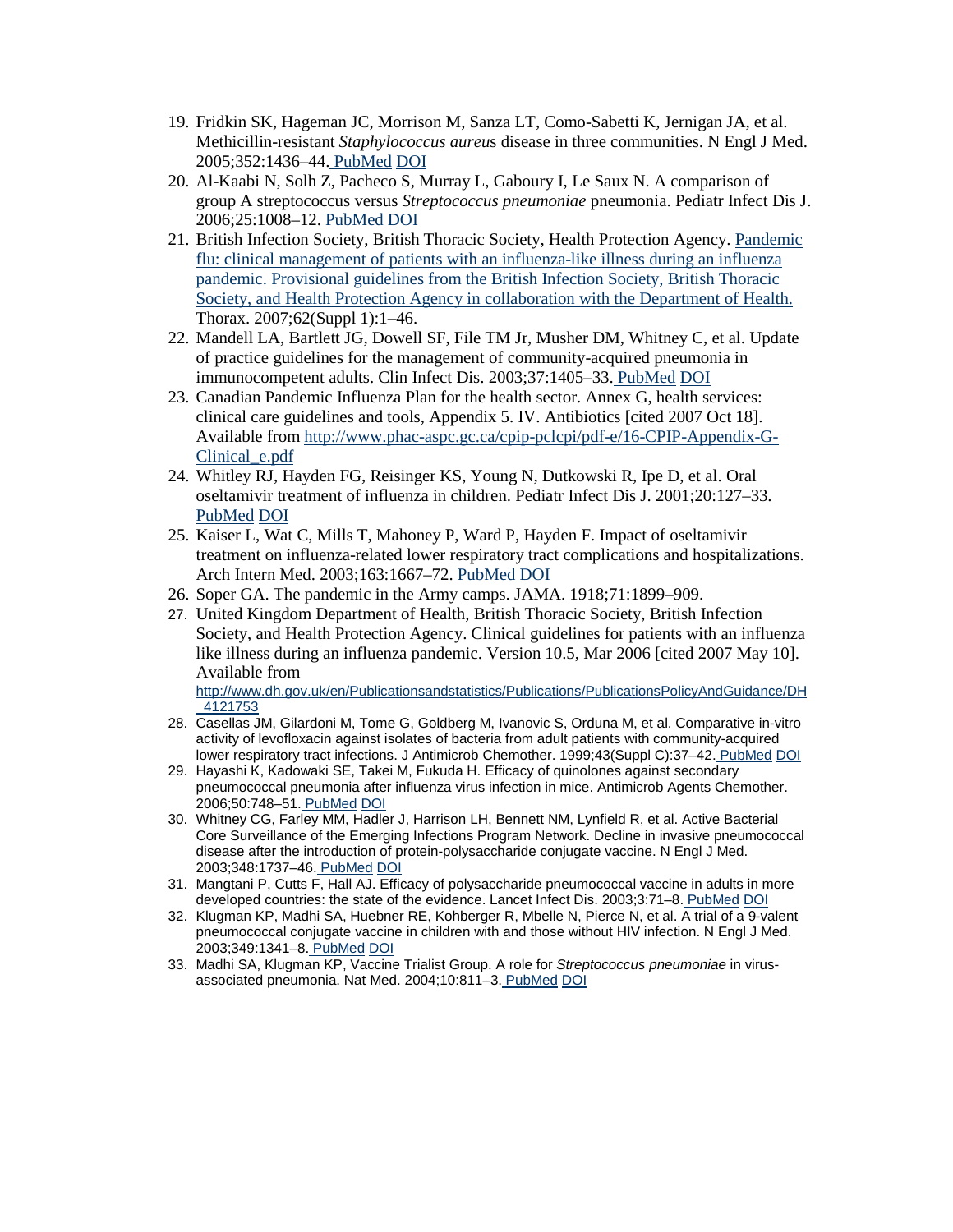19. Fridkin SK, Hageman JC, Morrison M, Sanza LT, Como-Sabetti K, Jernigan JA, et al. Methicillin-resistant *Staphylococcus aureus* disease in three communities. N Engl J Med. 2005;352:1436–44. PubMed DOI
20. Al-Kaabi N, Solh Z, Pacheco S, Murray L, Gaboury I, Le Saux N. A comparison of group A streptococcus versus *Streptococcus pneumoniae* pneumonia. Pediatr Infect Dis J. 2006;25:1008–12. PubMed DOI
21. British Infection Society, British Thoracic Society, Health Protection Agency. Pandemic flu: clinical management of patients with an influenza-like illness during an influenza pandemic. Provisional guidelines from the British Infection Society, British Thoracic Society, and Health Protection Agency in collaboration with the Department of Health. Thorax. 2007;62(Suppl 1):1–46.
22. Mandell LA, Bartlett JG, Dowell SF, File TM Jr, Musher DM, Whitney C, et al. Update of practice guidelines for the management of community-acquired pneumonia in immunocompetent adults. Clin Infect Dis. 2003;37:1405–33. PubMed DOI
23. Canadian Pandemic Influenza Plan for the health sector. Annex G, health services: clinical care guidelines and tools, Appendix 5. IV. Antibiotics [cited 2007 Oct 18]. Available from http://www.phac-aspc.gc.ca/cpip-pclcpi/pdf-e/16-CPIP-Appendix-G-Clinical_e.pdf
24. Whitley RJ, Hayden FG, Reisinger KS, Young N, Dutkowski R, Ipe D, et al. Oral oseltamivir treatment of influenza in children. Pediatr Infect Dis J. 2001;20:127–33. PubMed DOI
25. Kaiser L, Wat C, Mills T, Mahoney P, Ward P, Hayden F. Impact of oseltamivir treatment on influenza-related lower respiratory tract complications and hospitalizations. Arch Intern Med. 2003;163:1667–72. PubMed DOI
26. Soper GA. The pandemic in the Army camps. JAMA. 1918;71:1899–909.
27. United Kingdom Department of Health, British Thoracic Society, British Infection Society, and Health Protection Agency. Clinical guidelines for patients with an influenza like illness during an influenza pandemic. Version 10.5, Mar 2006 [cited 2007 May 10]. Available from http://www.dh.gov.uk/en/Publicationsandstatistics/Publications/PublicationsPolicyAndGuidance/DH_4121753
28. Casellas JM, Gilardoni M, Tome G, Goldberg M, Ivanovic S, Orduna M, et al. Comparative in-vitro activity of levofloxacin against isolates of bacteria from adult patients with community-acquired lower respiratory tract infections. J Antimicrob Chemother. 1999;43(Suppl C):37–42. PubMed DOI
29. Hayashi K, Kadowaki SE, Takei M, Fukuda H. Efficacy of quinolones against secondary pneumococcal pneumonia after influenza virus infection in mice. Antimicrob Agents Chemother. 2006;50:748–51. PubMed DOI
30. Whitney CG, Farley MM, Hadler J, Harrison LH, Bennett NM, Lynfield R, et al. Active Bacterial Core Surveillance of the Emerging Infections Program Network. Decline in invasive pneumococcal disease after the introduction of protein-polysaccharide conjugate vaccine. N Engl J Med. 2003;348:1737–46. PubMed DOI
31. Mangtani P, Cutts F, Hall AJ. Efficacy of polysaccharide pneumococcal vaccine in adults in more developed countries: the state of the evidence. Lancet Infect Dis. 2003;3:71–8. PubMed DOI
32. Klugman KP, Madhi SA, Huebner RE, Kohberger R, Mbelle N, Pierce N, et al. A trial of a 9-valent pneumococcal conjugate vaccine in children with and those without HIV infection. N Engl J Med. 2003;349:1341–8. PubMed DOI
33. Madhi SA, Klugman KP, Vaccine Trialist Group. A role for *Streptococcus pneumoniae* in virus-associated pneumonia. Nat Med. 2004;10:811–3. PubMed DOI